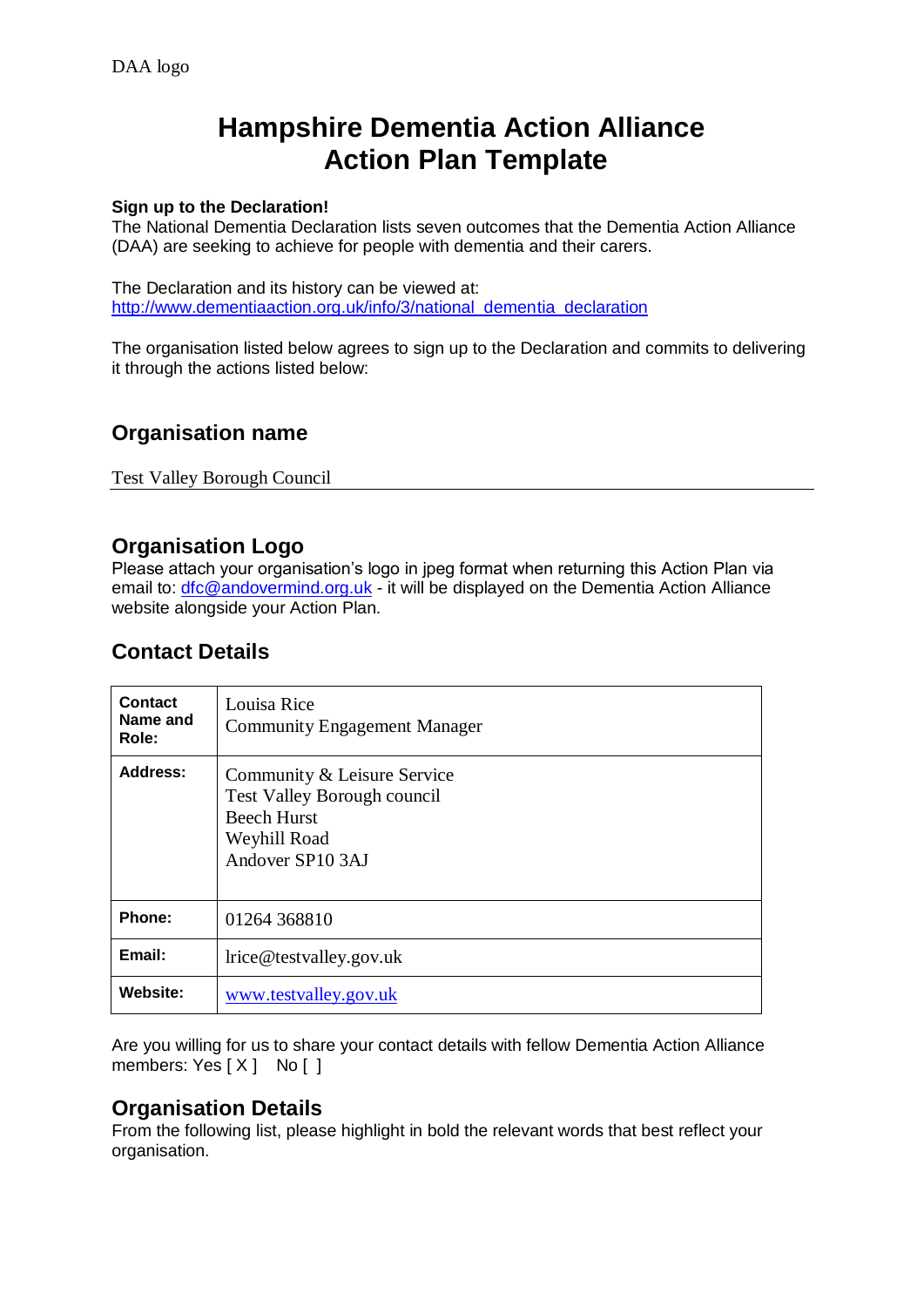DAA logo

# Hampshire Dementia Action Alliance
# Action Plan Template

**Sign up to the Declaration!**
The National Dementia Declaration lists seven outcomes that the Dementia Action Alliance (DAA) are seeking to achieve for people with dementia and their carers.

The Declaration and its history can be viewed at:
http://www.dementiaaction.org.uk/info/3/national_dementia_declaration

The organisation listed below agrees to sign up to the Declaration and commits to delivering it through the actions listed below:

## Organisation name

Test Valley Borough Council

## Organisation Logo

Please attach your organisation's logo in jpeg format when returning this Action Plan via email to: dfc@andovermind.org.uk - it will be displayed on the Dementia Action Alliance website alongside your Action Plan.

## Contact Details

| | |
|---|---|
| **Contact Name and Role:** | Louisa Rice<br>Community Engagement Manager |
| **Address:** | Community & Leisure Service<br>Test Valley Borough council<br>Beech Hurst<br>Weyhill Road<br>Andover SP10 3AJ |
| **Phone:** | 01264 368810 |
| **Email:** | lrice@testvalley.gov.uk |
| **Website:** | www.testvalley.gov.uk |

Are you willing for us to share your contact details with fellow Dementia Action Alliance members: Yes [ X ] No [ ]

## Organisation Details

From the following list, please highlight in bold the relevant words that best reflect your organisation.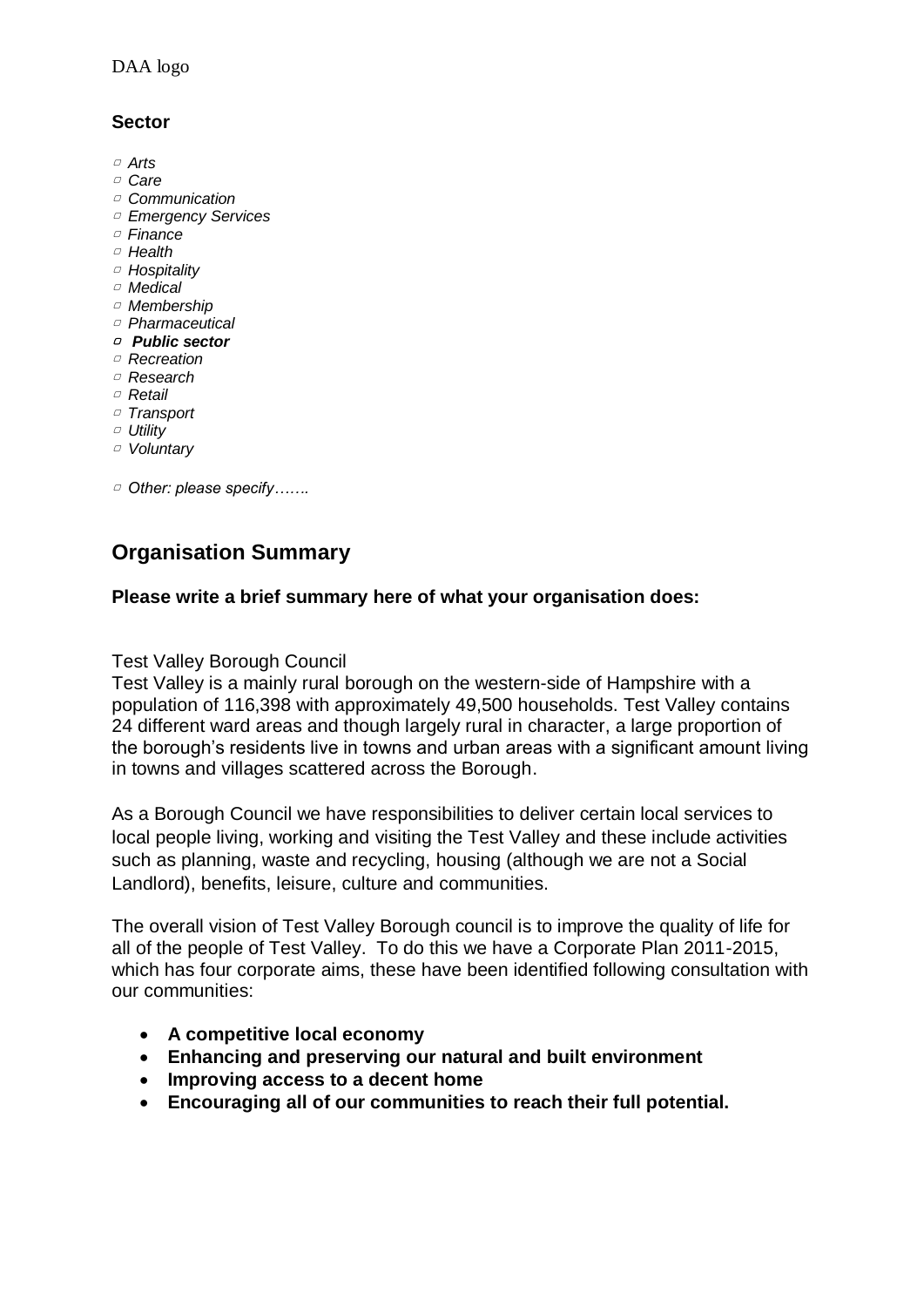DAA logo

**Sector**

- ▢ *Arts*
- ▢ *Care*
- ▢ *Communication*
- ▢ *Emergency Services*
- ▢ *Finance*
- ▢ *Health*
- ▢ *Hospitality*
- ▢ *Medical*
- ▢ *Membership*
- ▢ *Pharmaceutical*
- ▢ ***Public sector***
- ▢ *Recreation*
- ▢ *Research*
- ▢ *Retail*
- ▢ *Transport*
- ▢ *Utility*
- ▢ *Voluntary*

▢ *Other: please specify…….*

## Organisation Summary

**Please write a brief summary here of what your organisation does:**

Test Valley Borough Council
Test Valley is a mainly rural borough on the western-side of Hampshire with a population of 116,398 with approximately 49,500 households. Test Valley contains 24 different ward areas and though largely rural in character, a large proportion of the borough's residents live in towns and urban areas with a significant amount living in towns and villages scattered across the Borough.

As a Borough Council we have responsibilities to deliver certain local services to local people living, working and visiting the Test Valley and these include activities such as planning, waste and recycling, housing (although we are not a Social Landlord), benefits, leisure, culture and communities.

The overall vision of Test Valley Borough council is to improve the quality of life for all of the people of Test Valley. To do this we have a Corporate Plan 2011-2015, which has four corporate aims, these have been identified following consultation with our communities:

- **A competitive local economy**
- **Enhancing and preserving our natural and built environment**
- **Improving access to a decent home**
- **Encouraging all of our communities to reach their full potential.**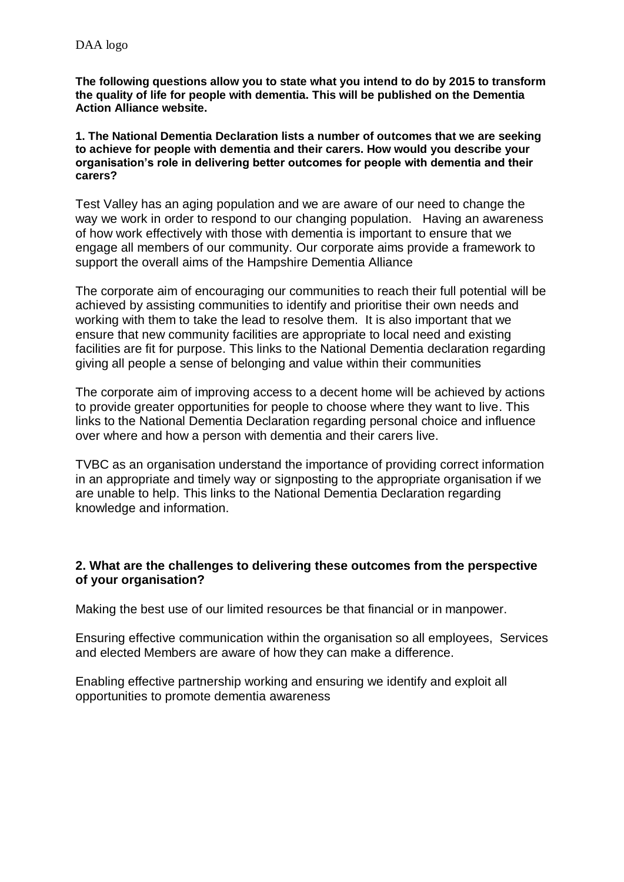DAA logo

**The following questions allow you to state what you intend to do by 2015 to transform the quality of life for people with dementia. This will be published on the Dementia Action Alliance website.**

**1. The National Dementia Declaration lists a number of outcomes that we are seeking to achieve for people with dementia and their carers. How would you describe your organisation's role in delivering better outcomes for people with dementia and their carers?**

Test Valley has an aging population and we are aware of our need to change the way we work in order to respond to our changing population. Having an awareness of how work effectively with those with dementia is important to ensure that we engage all members of our community. Our corporate aims provide a framework to support the overall aims of the Hampshire Dementia Alliance

The corporate aim of encouraging our communities to reach their full potential will be achieved by assisting communities to identify and prioritise their own needs and working with them to take the lead to resolve them. It is also important that we ensure that new community facilities are appropriate to local need and existing facilities are fit for purpose. This links to the National Dementia declaration regarding giving all people a sense of belonging and value within their communities

The corporate aim of improving access to a decent home will be achieved by actions to provide greater opportunities for people to choose where they want to live. This links to the National Dementia Declaration regarding personal choice and influence over where and how a person with dementia and their carers live.

TVBC as an organisation understand the importance of providing correct information in an appropriate and timely way or signposting to the appropriate organisation if we are unable to help. This links to the National Dementia Declaration regarding knowledge and information.

**2. What are the challenges to delivering these outcomes from the perspective of your organisation?**

Making the best use of our limited resources be that financial or in manpower.

Ensuring effective communication within the organisation so all employees, Services and elected Members are aware of how they can make a difference.

Enabling effective partnership working and ensuring we identify and exploit all opportunities to promote dementia awareness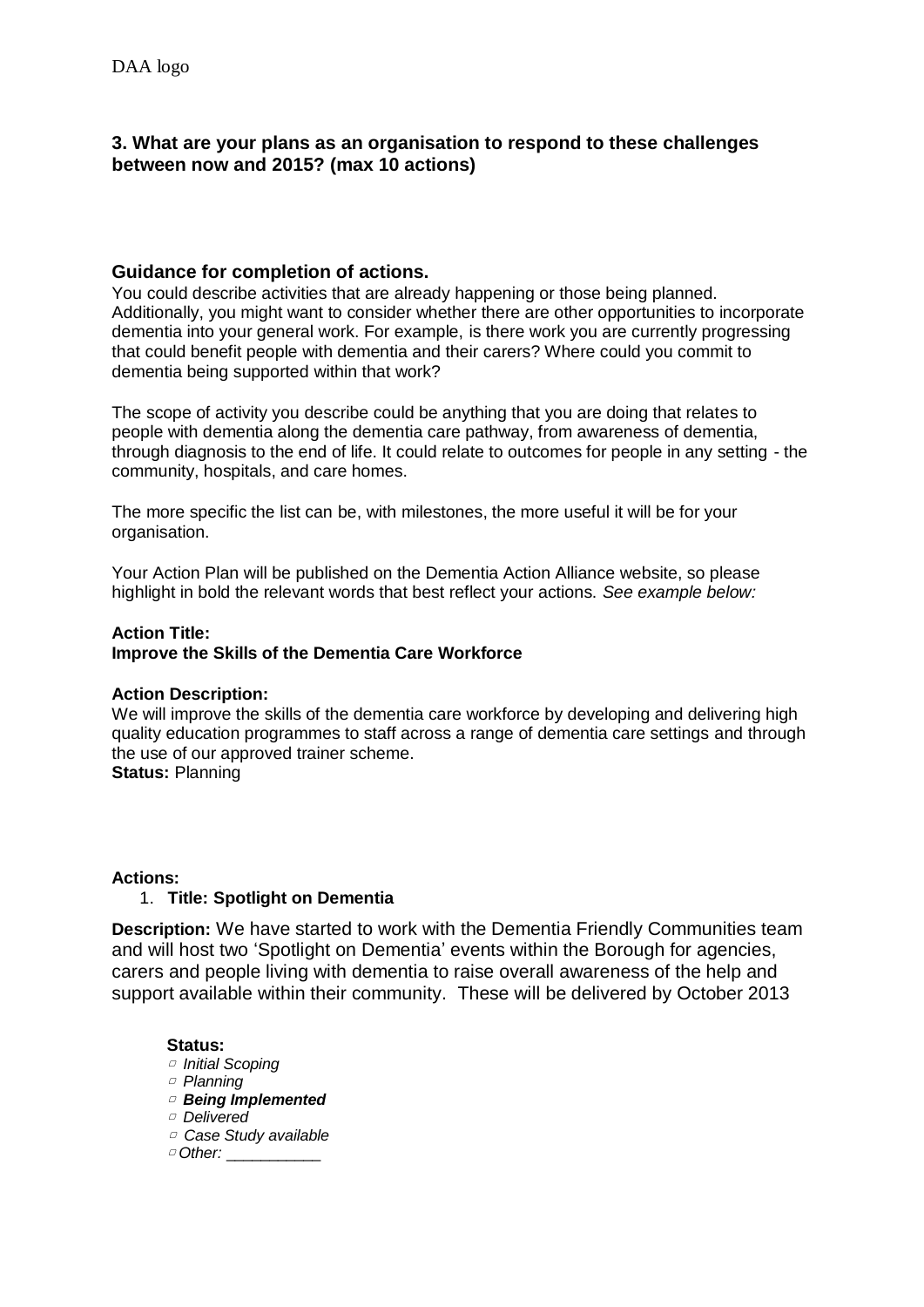DAA logo

**3. What are your plans as an organisation to respond to these challenges between now and 2015? (max 10 actions)**

### Guidance for completion of actions.

You could describe activities that are already happening or those being planned. Additionally, you might want to consider whether there are other opportunities to incorporate dementia into your general work. For example, is there work you are currently progressing that could benefit people with dementia and their carers? Where could you commit to dementia being supported within that work?

The scope of activity you describe could be anything that you are doing that relates to people with dementia along the dementia care pathway, from awareness of dementia, through diagnosis to the end of life. It could relate to outcomes for people in any setting - the community, hospitals, and care homes.

The more specific the list can be, with milestones, the more useful it will be for your organisation.

Your Action Plan will be published on the Dementia Action Alliance website, so please highlight in bold the relevant words that best reflect your actions. *See example below:*

**Action Title:**
**Improve the Skills of the Dementia Care Workforce**

**Action Description:**
We will improve the skills of the dementia care workforce by developing and delivering high quality education programmes to staff across a range of dementia care settings and through the use of our approved trainer scheme.
**Status:** Planning

**Actions:**

1. **Title: Spotlight on Dementia**

**Description:** We have started to work with the Dementia Friendly Communities team and will host two 'Spotlight on Dementia' events within the Borough for agencies, carers and people living with dementia to raise overall awareness of the help and support available within their community. These will be delivered by October 2013

**Status:**

- ▢ *Initial Scoping*
- ▢ *Planning*
- ▢ ***Being Implemented***
- ▢ *Delivered*
- ▢ *Case Study available*
- ▢ *Other: __________*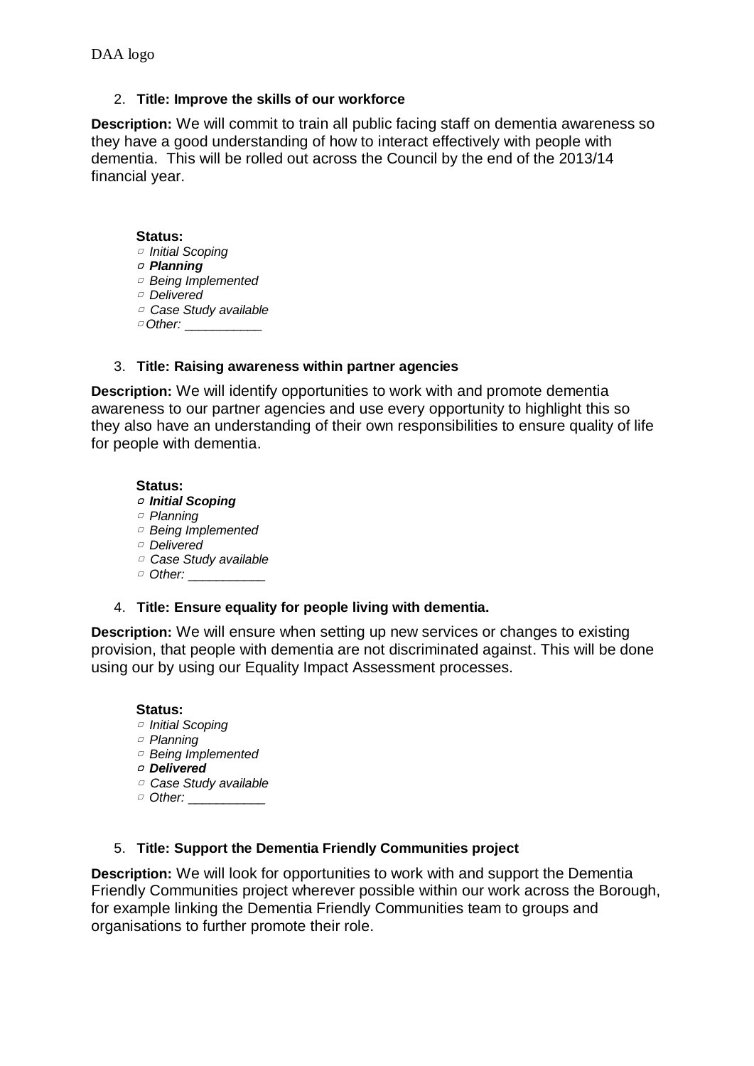DAA logo

2. **Title: Improve the skills of our workforce**

**Description:** We will commit to train all public facing staff on dementia awareness so they have a good understanding of how to interact effectively with people with dementia. This will be rolled out across the Council by the end of the 2013/14 financial year.

**Status:**

- ▢ *Initial Scoping*
- ▢ ***Planning***
- ▢ *Being Implemented*
- ▢ *Delivered*
- ▢ *Case Study available*
- ▢ *Other: \_\_\_\_\_\_\_\_\_\_\_*

3. **Title: Raising awareness within partner agencies**

**Description:** We will identify opportunities to work with and promote dementia awareness to our partner agencies and use every opportunity to highlight this so they also have an understanding of their own responsibilities to ensure quality of life for people with dementia.

**Status:**

- ▢ ***Initial Scoping***
- ▢ *Planning*
- ▢ *Being Implemented*
- ▢ *Delivered*
- ▢ *Case Study available*
- ▢ *Other: \_\_\_\_\_\_\_\_\_\_\_*

4. **Title: Ensure equality for people living with dementia.**

**Description:** We will ensure when setting up new services or changes to existing provision, that people with dementia are not discriminated against. This will be done using our by using our Equality Impact Assessment processes.

**Status:**

- ▢ *Initial Scoping*
- ▢ *Planning*
- ▢ *Being Implemented*
- ▢ ***Delivered***
- ▢ *Case Study available*
- ▢ *Other: \_\_\_\_\_\_\_\_\_\_\_*

5. **Title: Support the Dementia Friendly Communities project**

**Description:** We will look for opportunities to work with and support the Dementia Friendly Communities project wherever possible within our work across the Borough, for example linking the Dementia Friendly Communities team to groups and organisations to further promote their role.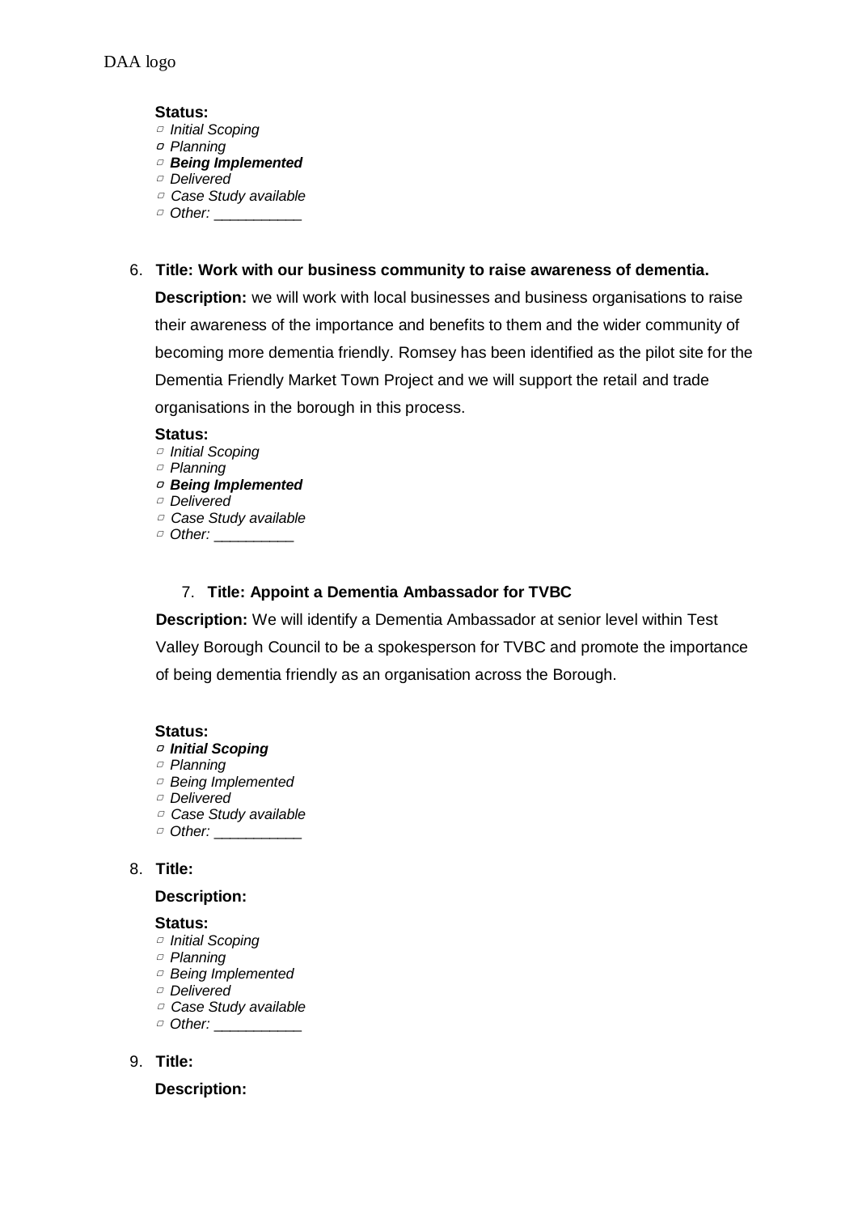DAA logo

**Status:**

- ▱ *Initial Scoping*
- ▱ *Planning*
- ▱ ***Being Implemented***
- ▱ *Delivered*
- ▱ *Case Study available*
- ▱ *Other: ___________*

6. **Title: Work with our business community to raise awareness of dementia.**

   **Description:** we will work with local businesses and business organisations to raise their awareness of the importance and benefits to them and the wider community of becoming more dementia friendly. Romsey has been identified as the pilot site for the Dementia Friendly Market Town Project and we will support the retail and trade organisations in the borough in this process.

   **Status:**

   - ▱ *Initial Scoping*
   - ▱ *Planning*
   - ▱ ***Being Implemented***
   - ▱ *Delivered*
   - ▱ *Case Study available*
   - ▱ *Other: __________*

7. **Title: Appoint a Dementia Ambassador for TVBC**

   **Description:** We will identify a Dementia Ambassador at senior level within Test Valley Borough Council to be a spokesperson for TVBC and promote the importance of being dementia friendly as an organisation across the Borough.

   **Status:**

   - ▱ ***Initial Scoping***
   - ▱ *Planning*
   - ▱ *Being Implemented*
   - ▱ *Delivered*
   - ▱ *Case Study available*
   - ▱ *Other: ___________*

8. **Title:**

   **Description:**

   **Status:**

   - ▱ *Initial Scoping*
   - ▱ *Planning*
   - ▱ *Being Implemented*
   - ▱ *Delivered*
   - ▱ *Case Study available*
   - ▱ *Other: ___________*

9. **Title:**

   **Description:**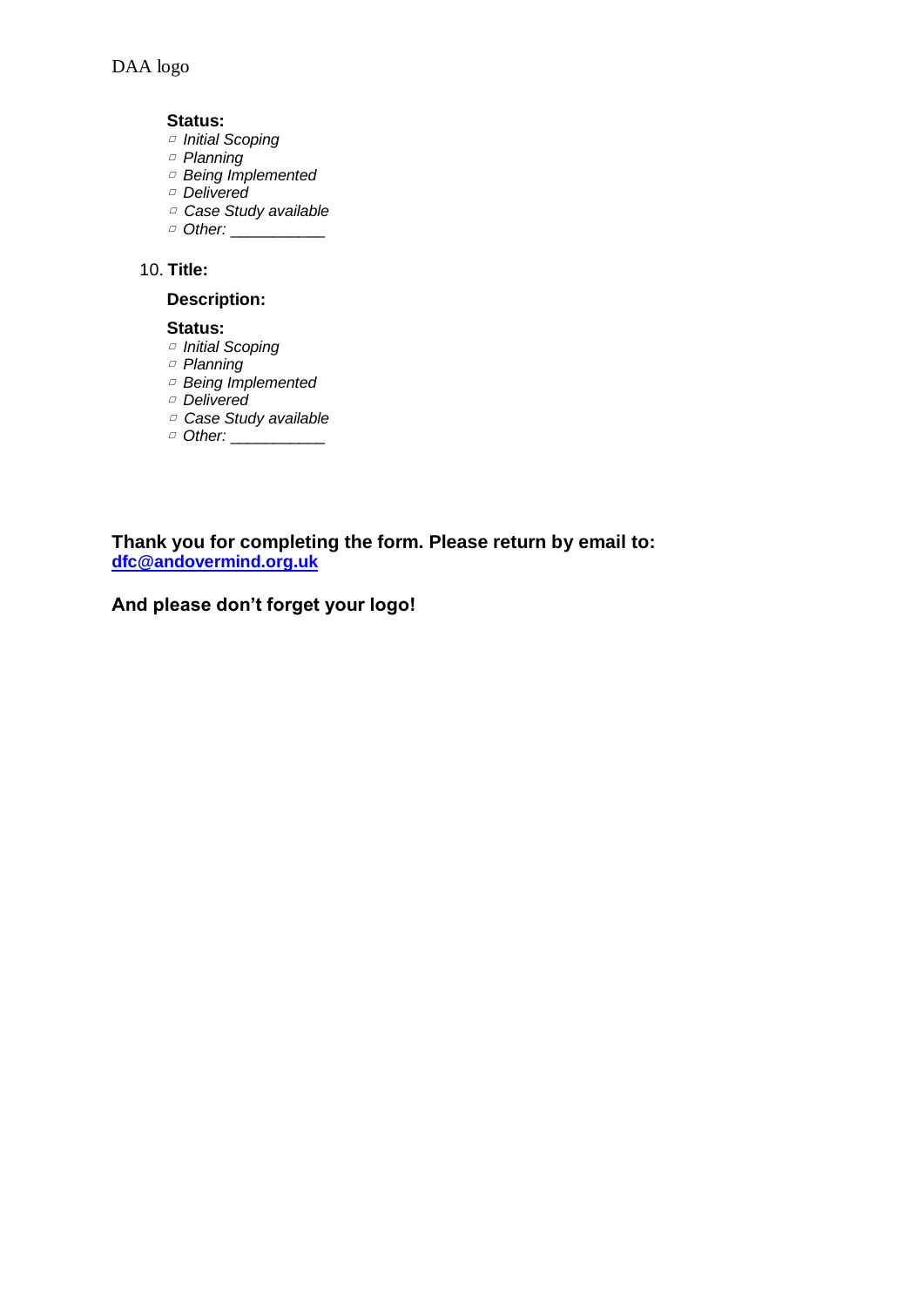**Status:**

- ▢ *Initial Scoping*
- ▢ *Planning*
- ▢ *Being Implemented*
- ▢ *Delivered*
- ▢ *Case Study available*
- ▢ *Other: ___________*

10. **Title:**

    **Description:**

    **Status:**

    - ▢ *Initial Scoping*
    - ▢ *Planning*
    - ▢ *Being Implemented*
    - ▢ *Delivered*
    - ▢ *Case Study available*
    - ▢ *Other: ___________*

**Thank you for completing the form. Please return by email to:**
**[dfc@andovermind.org.uk](mailto:dfc@andovermind.org.uk)**

**And please don't forget your logo!**